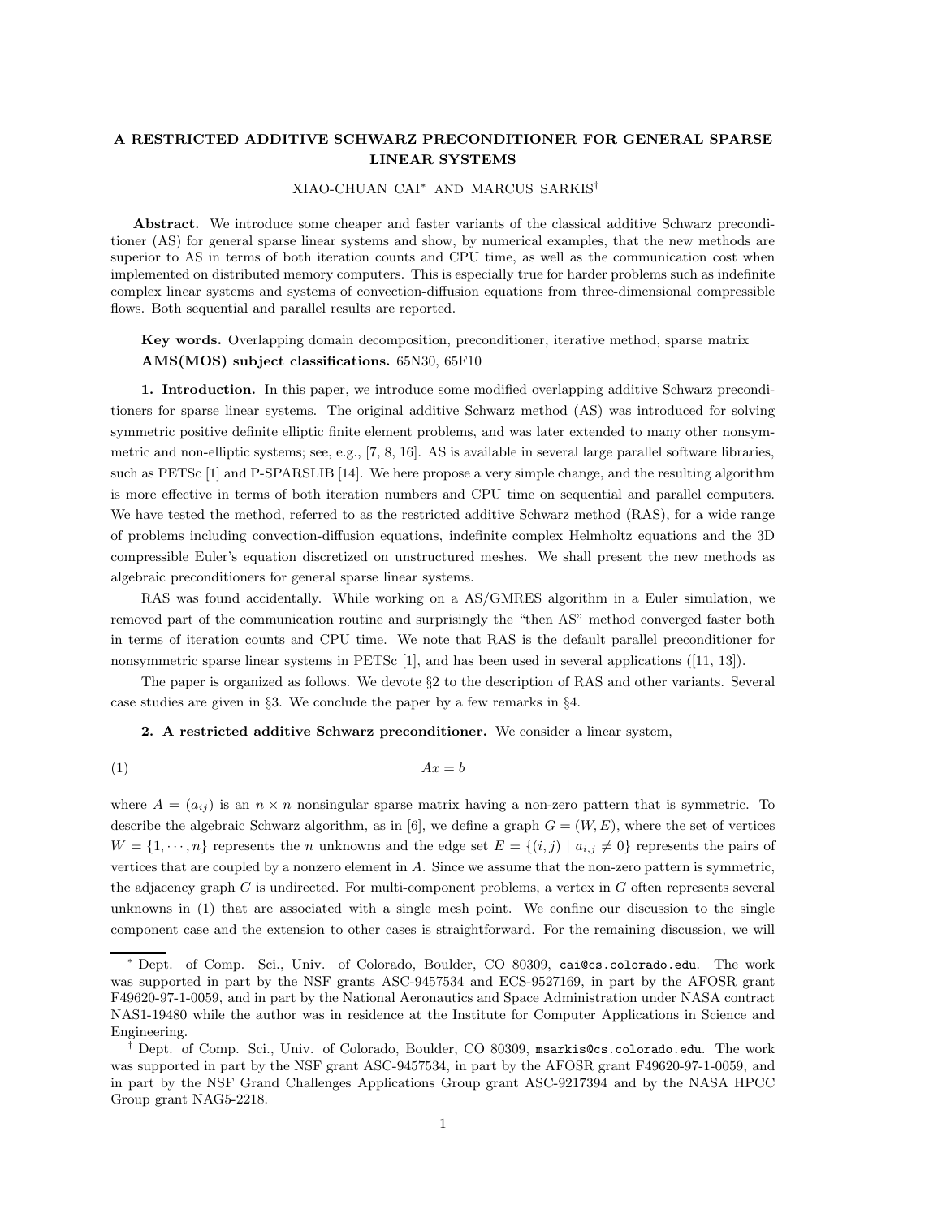# A RESTRICTED ADDITIVE SCHWARZ PRECONDITIONER FOR GENERAL SPARSE LINEAR SYSTEMS

XIAO-CHUAN CAI* AND MARCUS SARKIS†

**Abstract.** We introduce some cheaper and faster variants of the classical additive Schwarz preconditioner (AS) for general sparse linear systems and show, by numerical examples, that the new methods are superior to AS in terms of both iteration counts and CPU time, as well as the communication cost when implemented on distributed memory computers. This is especially true for harder problems such as indefinite complex linear systems and systems of convection-diffusion equations from three-dimensional compressible flows. Both sequential and parallel results are reported.

**Key words.** Overlapping domain decomposition, preconditioner, iterative method, sparse matrix

**AMS(MOS) subject classifications.** 65N30, 65F10

**1. Introduction.** In this paper, we introduce some modified overlapping additive Schwarz preconditioners for sparse linear systems. The original additive Schwarz method (AS) was introduced for solving symmetric positive definite elliptic finite element problems, and was later extended to many other nonsymmetric and non-elliptic systems; see, e.g., [7, 8, 16]. AS is available in several large parallel software libraries, such as PETSc [1] and P-SPARSLIB [14]. We here propose a very simple change, and the resulting algorithm is more effective in terms of both iteration numbers and CPU time on sequential and parallel computers. We have tested the method, referred to as the restricted additive Schwarz method (RAS), for a wide range of problems including convection-diffusion equations, indefinite complex Helmholtz equations and the 3D compressible Euler's equation discretized on unstructured meshes. We shall present the new methods as algebraic preconditioners for general sparse linear systems.

RAS was found accidentally. While working on a AS/GMRES algorithm in a Euler simulation, we removed part of the communication routine and surprisingly the "then AS" method converged faster both in terms of iteration counts and CPU time. We note that RAS is the default parallel preconditioner for nonsymmetric sparse linear systems in PETSc [1], and has been used in several applications ([11, 13]).

The paper is organized as follows. We devote §2 to the description of RAS and other variants. Several case studies are given in §3. We conclude the paper by a few remarks in §4.

**2. A restricted additive Schwarz preconditioner.** We consider a linear system,

$$Ax = b \tag{1}$$

where $A = (a_{ij})$ is an $n \times n$ nonsingular sparse matrix having a non-zero pattern that is symmetric. To describe the algebraic Schwarz algorithm, as in [6], we define a graph $G = (W, E)$, where the set of vertices $W = \{1, \cdots, n\}$ represents the $n$ unknowns and the edge set $E = \{(i, j) \mid a_{i,j} \neq 0\}$ represents the pairs of vertices that are coupled by a nonzero element in $A$. Since we assume that the non-zero pattern is symmetric, the adjacency graph $G$ is undirected. For multi-component problems, a vertex in $G$ often represents several unknowns in (1) that are associated with a single mesh point. We confine our discussion to the single component case and the extension to other cases is straightforward. For the remaining discussion, we will

---

* Dept. of Comp. Sci., Univ. of Colorado, Boulder, CO 80309, cai@cs.colorado.edu. The work was supported in part by the NSF grants ASC-9457534 and ECS-9527169, in part by the AFOSR grant F49620-97-1-0059, and in part by the National Aeronautics and Space Administration under NASA contract NAS1-19480 while the author was in residence at the Institute for Computer Applications in Science and Engineering.

† Dept. of Comp. Sci., Univ. of Colorado, Boulder, CO 80309, msarkis@cs.colorado.edu. The work was supported in part by the NSF grant ASC-9457534, in part by the AFOSR grant F49620-97-1-0059, and in part by the NSF Grand Challenges Applications Group grant ASC-9217394 and by the NASA HPCC Group grant NAG5-2218.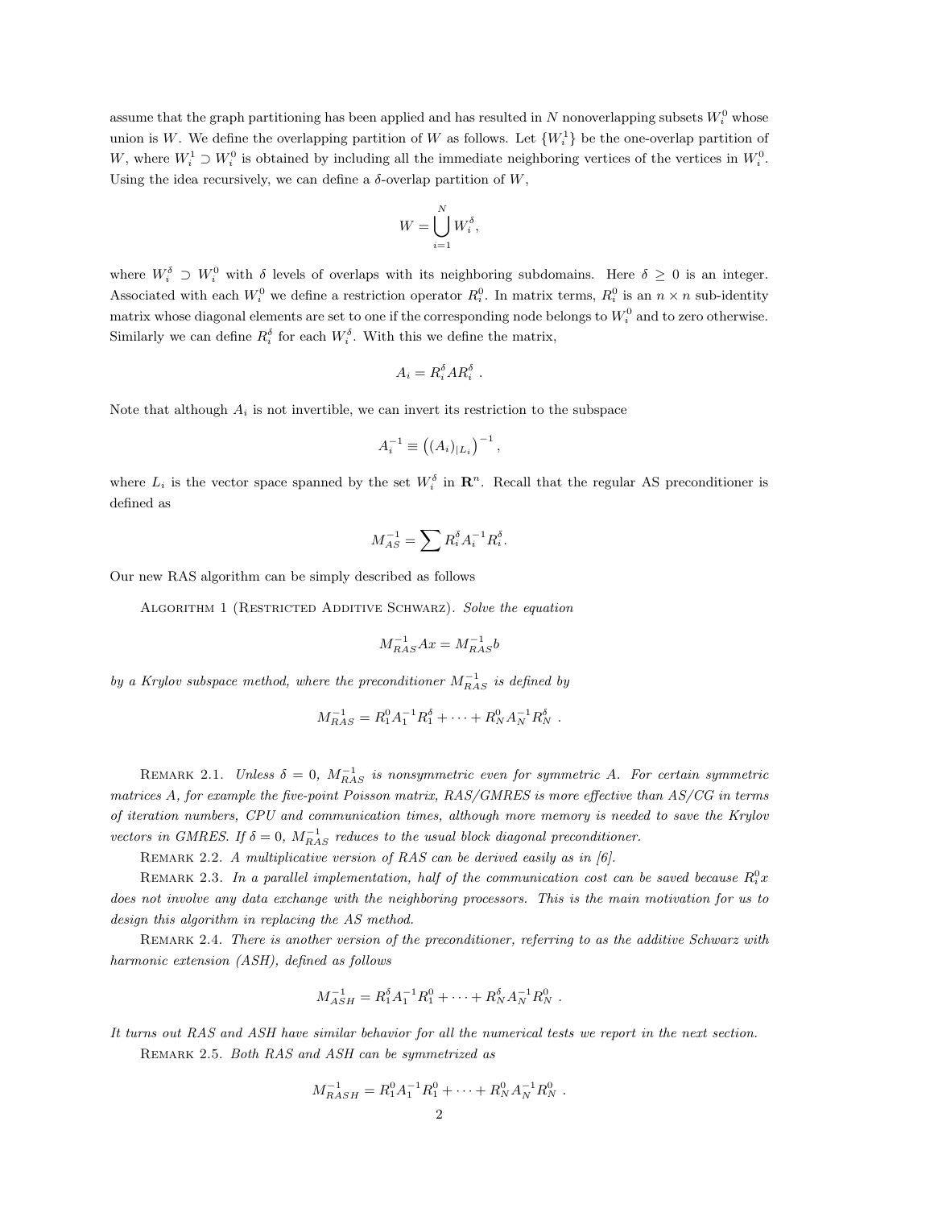assume that the graph partitioning has been applied and has resulted in $N$ nonoverlapping subsets $W_i^0$ whose union is $W$. We define the overlapping partition of $W$ as follows. Let $\{W_i^1\}$ be the one-overlap partition of $W$, where $W_i^1 \supset W_i^0$ is obtained by including all the immediate neighboring vertices of the vertices in $W_i^0$. Using the idea recursively, we can define a $\delta$-overlap partition of $W$,

$$W = \bigcup_{i=1}^{N} W_i^\delta,$$

where $W_i^\delta \supset W_i^0$ with $\delta$ levels of overlaps with its neighboring subdomains. Here $\delta \geq 0$ is an integer. Associated with each $W_i^0$ we define a restriction operator $R_i^0$. In matrix terms, $R_i^0$ is an $n \times n$ sub-identity matrix whose diagonal elements are set to one if the corresponding node belongs to $W_i^0$ and to zero otherwise. Similarly we can define $R_i^\delta$ for each $W_i^\delta$. With this we define the matrix,

$$A_i = R_i^\delta A R_i^\delta \ .$$

Note that although $A_i$ is not invertible, we can invert its restriction to the subspace

$$A_i^{-1} \equiv \left( (A_i)_{|L_i} \right)^{-1},$$

where $L_i$ is the vector space spanned by the set $W_i^\delta$ in $\mathbf{R}^n$. Recall that the regular AS preconditioner is defined as

$$M_{AS}^{-1} = \sum R_i^\delta A_i^{-1} R_i^\delta.$$

Our new RAS algorithm can be simply described as follows

Algorithm 1 (Restricted Additive Schwarz). *Solve the equation*

$$M_{RAS}^{-1} A x = M_{RAS}^{-1} b$$

*by a Krylov subspace method, where the preconditioner $M_{RAS}^{-1}$ is defined by*

$$M_{RAS}^{-1} = R_1^0 A_1^{-1} R_1^\delta + \cdots + R_N^0 A_N^{-1} R_N^\delta \ .$$

Remark 2.1. *Unless $\delta = 0$, $M_{RAS}^{-1}$ is nonsymmetric even for symmetric $A$. For certain symmetric matrices $A$, for example the five-point Poisson matrix, RAS/GMRES is more effective than AS/CG in terms of iteration numbers, CPU and communication times, although more memory is needed to save the Krylov vectors in GMRES. If $\delta = 0$, $M_{RAS}^{-1}$ reduces to the usual block diagonal preconditioner.*

Remark 2.2. *A multiplicative version of RAS can be derived easily as in [6].*

Remark 2.3. *In a parallel implementation, half of the communication cost can be saved because $R_i^0 x$ does not involve any data exchange with the neighboring processors. This is the main motivation for us to design this algorithm in replacing the AS method.*

Remark 2.4. *There is another version of the preconditioner, referring to as the additive Schwarz with harmonic extension (ASH), defined as follows*

$$M_{ASH}^{-1} = R_1^\delta A_1^{-1} R_1^0 + \cdots + R_N^\delta A_N^{-1} R_N^0 \ .$$

*It turns out RAS and ASH have similar behavior for all the numerical tests we report in the next section.*

Remark 2.5. *Both RAS and ASH can be symmetrized as*

$$M_{RASH}^{-1} = R_1^0 A_1^{-1} R_1^0 + \cdots + R_N^0 A_N^{-1} R_N^0 \ .$$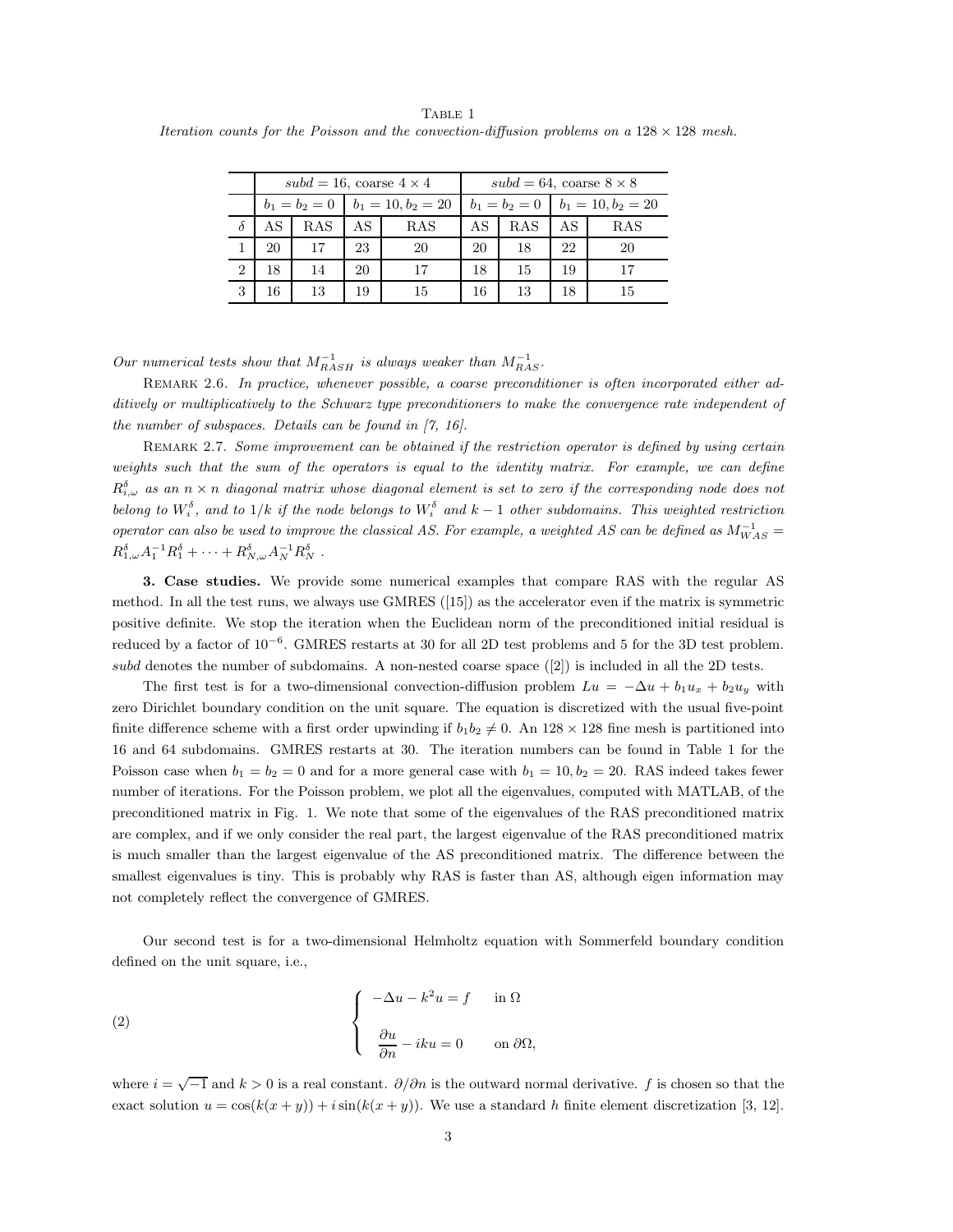TABLE 1

*Iteration counts for the Poisson and the convection-diffusion problems on a $128 \times 128$ mesh.*

| | *subd* = 16, coarse $4 \times 4$ | | | | *subd* = 64, coarse $8 \times 8$ | | | |
|---|---|---|---|---|---|---|---|---|
| | $b_1 = b_2 = 0$ | | $b_1 = 10, b_2 = 20$ | | $b_1 = b_2 = 0$ | | $b_1 = 10, b_2 = 20$ | |
| $\delta$ | AS | RAS | AS | RAS | AS | RAS | AS | RAS |
| 1 | 20 | 17 | 23 | 20 | 20 | 18 | 22 | 20 |
| 2 | 18 | 14 | 20 | 17 | 18 | 15 | 19 | 17 |
| 3 | 16 | 13 | 19 | 15 | 16 | 13 | 18 | 15 |

*Our numerical tests show that $M_{RASH}^{-1}$ is always weaker than $M_{RAS}^{-1}$.*

REMARK 2.6. *In practice, whenever possible, a coarse preconditioner is often incorporated either additively or multiplicatively to the Schwarz type preconditioners to make the convergence rate independent of the number of subspaces. Details can be found in [7, 16].*

REMARK 2.7. *Some improvement can be obtained if the restriction operator is defined by using certain weights such that the sum of the operators is equal to the identity matrix. For example, we can define $R_{i,\omega}^{\delta}$ as an $n \times n$ diagonal matrix whose diagonal element is set to zero if the corresponding node does not belong to $W_i^{\delta}$, and to $1/k$ if the node belongs to $W_i^{\delta}$ and $k-1$ other subdomains. This weighted restriction operator can also be used to improve the classical AS. For example, a weighted AS can be defined as $M_{WAS}^{-1} = R_{1,\omega}^{\delta} A_1^{-1} R_1^{\delta} + \cdots + R_{N,\omega}^{\delta} A_N^{-1} R_N^{\delta}$ .*

**3. Case studies.** We provide some numerical examples that compare RAS with the regular AS method. In all the test runs, we always use GMRES ([15]) as the accelerator even if the matrix is symmetric positive definite. We stop the iteration when the Euclidean norm of the preconditioned initial residual is reduced by a factor of $10^{-6}$. GMRES restarts at 30 for all 2D test problems and 5 for the 3D test problem. *subd* denotes the number of subdomains. A non-nested coarse space ([2]) is included in all the 2D tests.

The first test is for a two-dimensional convection-diffusion problem $Lu = -\Delta u + b_1 u_x + b_2 u_y$ with zero Dirichlet boundary condition on the unit square. The equation is discretized with the usual five-point finite difference scheme with a first order upwinding if $b_1 b_2 \neq 0$. An $128 \times 128$ fine mesh is partitioned into 16 and 64 subdomains. GMRES restarts at 30. The iteration numbers can be found in Table 1 for the Poisson case when $b_1 = b_2 = 0$ and for a more general case with $b_1 = 10, b_2 = 20$. RAS indeed takes fewer number of iterations. For the Poisson problem, we plot all the eigenvalues, computed with MATLAB, of the preconditioned matrix in Fig. 1. We note that some of the eigenvalues of the RAS preconditioned matrix are complex, and if we only consider the real part, the largest eigenvalue of the RAS preconditioned matrix is much smaller than the largest eigenvalue of the AS preconditioned matrix. The difference between the smallest eigenvalues is tiny. This is probably why RAS is faster than AS, although eigen information may not completely reflect the convergence of GMRES.

Our second test is for a two-dimensional Helmholtz equation with Sommerfeld boundary condition defined on the unit square, i.e.,

$$
\left\{
\begin{array}{ll}
-\Delta u - k^2 u = f & \text{in } \Omega \\
\\
\dfrac{\partial u}{\partial n} - iku = 0 & \text{on } \partial\Omega,
\end{array}
\right.
\tag{2}
$$

where $i = \sqrt{-1}$ and $k > 0$ is a real constant. $\partial/\partial n$ is the outward normal derivative. $f$ is chosen so that the exact solution $u = \cos(k(x+y)) + i\sin(k(x+y))$. We use a standard $h$ finite element discretization [3, 12].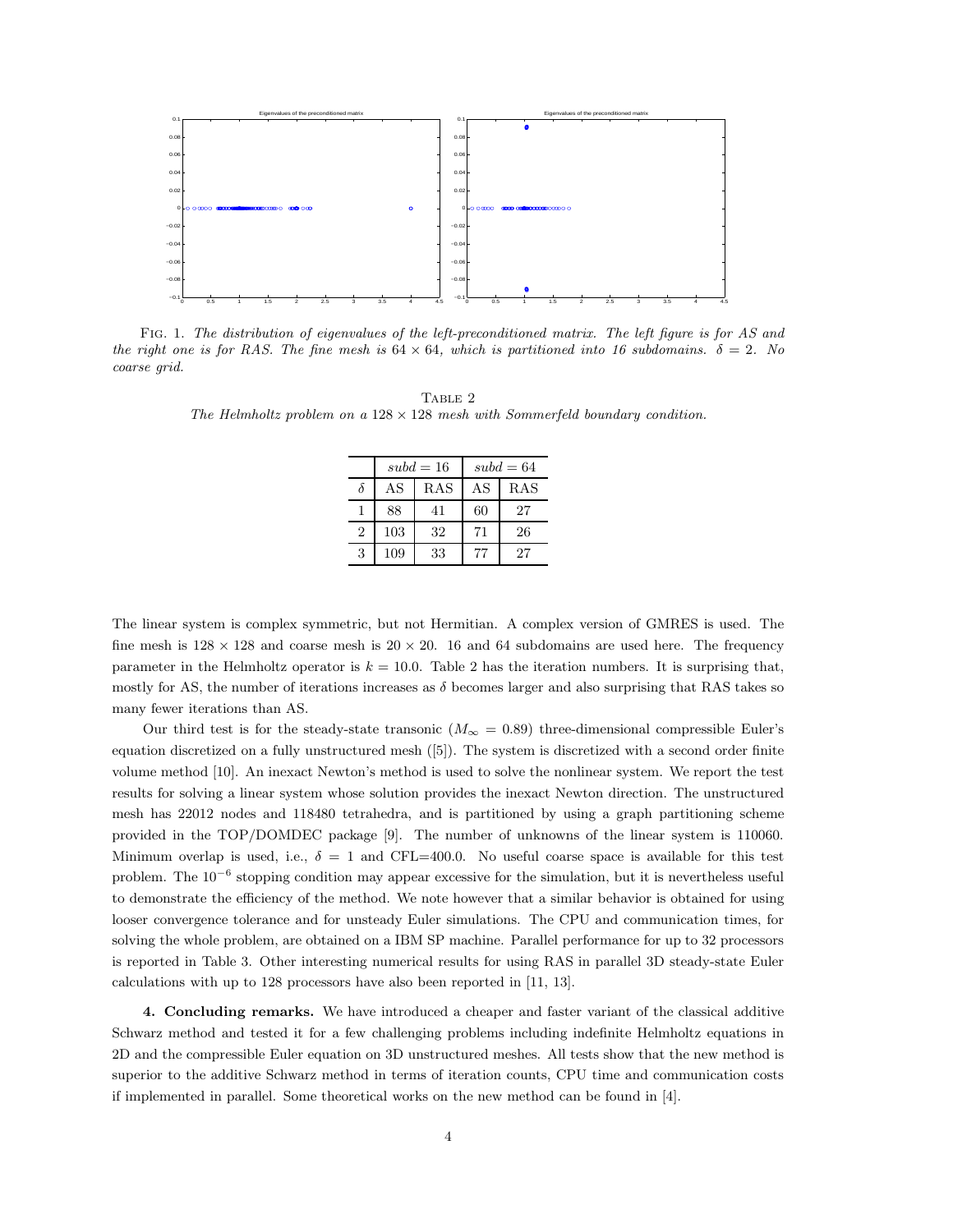Fig. 1. *The distribution of eigenvalues of the left-preconditioned matrix. The left figure is for AS and the right one is for RAS. The fine mesh is $64 \times 64$, which is partitioned into 16 subdomains. $\delta = 2$. No coarse grid.*

Table 2
*The Helmholtz problem on a $128 \times 128$ mesh with Sommerfeld boundary condition.*

| | $subd = 16$ | | $subd = 64$ | |
|---|---|---|---|---|
| $\delta$ | AS | RAS | AS | RAS |
| 1 | 88 | 41 | 60 | 27 |
| 2 | 103 | 32 | 71 | 26 |
| 3 | 109 | 33 | 77 | 27 |

The linear system is complex symmetric, but not Hermitian. A complex version of GMRES is used. The fine mesh is $128 \times 128$ and coarse mesh is $20 \times 20$. 16 and 64 subdomains are used here. The frequency parameter in the Helmholtz operator is $k = 10.0$. Table 2 has the iteration numbers. It is surprising that, mostly for AS, the number of iterations increases as $\delta$ becomes larger and also surprising that RAS takes so many fewer iterations than AS.

Our third test is for the steady-state transonic ($M_\infty = 0.89$) three-dimensional compressible Euler's equation discretized on a fully unstructured mesh ([5]). The system is discretized with a second order finite volume method [10]. An inexact Newton's method is used to solve the nonlinear system. We report the test results for solving a linear system whose solution provides the inexact Newton direction. The unstructured mesh has 22012 nodes and 118480 tetrahedra, and is partitioned by using a graph partitioning scheme provided in the TOP/DOMDEC package [9]. The number of unknowns of the linear system is 110060. Minimum overlap is used, i.e., $\delta = 1$ and CFL=400.0. No useful coarse space is available for this test problem. The $10^{-6}$ stopping condition may appear excessive for the simulation, but it is nevertheless useful to demonstrate the efficiency of the method. We note however that a similar behavior is obtained for using looser convergence tolerance and for unsteady Euler simulations. The CPU and communication times, for solving the whole problem, are obtained on a IBM SP machine. Parallel performance for up to 32 processors is reported in Table 3. Other interesting numerical results for using RAS in parallel 3D steady-state Euler calculations with up to 128 processors have also been reported in [11, 13].

**4. Concluding remarks.** We have introduced a cheaper and faster variant of the classical additive Schwarz method and tested it for a few challenging problems including indefinite Helmholtz equations in 2D and the compressible Euler equation on 3D unstructured meshes. All tests show that the new method is superior to the additive Schwarz method in terms of iteration counts, CPU time and communication costs if implemented in parallel. Some theoretical works on the new method can be found in [4].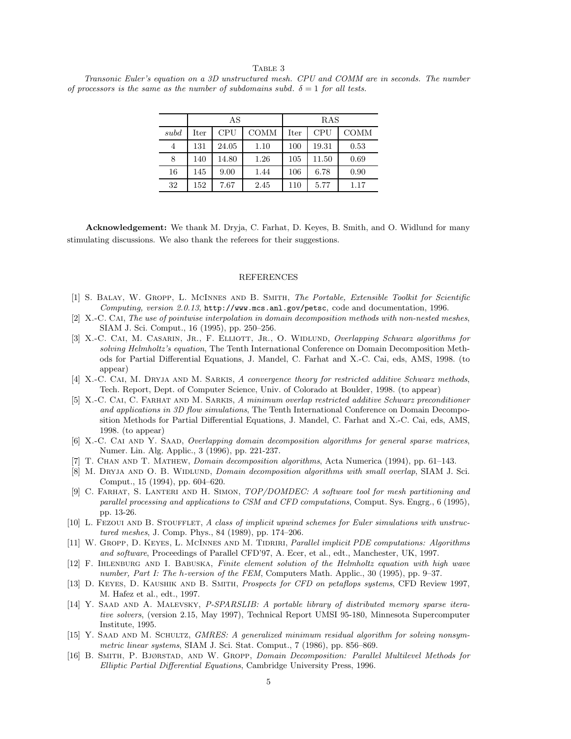Table 3

*Transonic Euler's equation on a 3D unstructured mesh. CPU and COMM are in seconds. The number of processors is the same as the number of subdomains subd. $\delta = 1$ for all tests.*

| | AS | | | RAS | | |
|---|---|---|---|---|---|---|
| *subd* | Iter | CPU | COMM | Iter | CPU | COMM |
| 4 | 131 | 24.05 | 1.10 | 100 | 19.31 | 0.53 |
| 8 | 140 | 14.80 | 1.26 | 105 | 11.50 | 0.69 |
| 16 | 145 | 9.00 | 1.44 | 106 | 6.78 | 0.90 |
| 32 | 152 | 7.67 | 2.45 | 110 | 5.77 | 1.17 |

**Acknowledgement:** We thank M. Dryja, C. Farhat, D. Keyes, B. Smith, and O. Widlund for many stimulating discussions. We also thank the referees for their suggestions.

## REFERENCES

[1] S. Balay, W. Gropp, L. McInnes and B. Smith, *The Portable, Extensible Toolkit for Scientific Computing, version 2.0.13*, `http://www.mcs.anl.gov/petsc`, code and documentation, 1996.

[2] X.-C. Cai, *The use of pointwise interpolation in domain decomposition methods with non-nested meshes*, SIAM J. Sci. Comput., 16 (1995), pp. 250–256.

[3] X.-C. Cai, M. Casarin, Jr., F. Elliott, Jr., O. Widlund, *Overlapping Schwarz algorithms for solving Helmholtz's equation*, The Tenth International Conference on Domain Decomposition Methods for Partial Differential Equations, J. Mandel, C. Farhat and X.-C. Cai, eds, AMS, 1998. (to appear)

[4] X.-C. Cai, M. Dryja and M. Sarkis, *A convergence theory for restricted additive Schwarz methods*, Tech. Report, Dept. of Computer Science, Univ. of Colorado at Boulder, 1998. (to appear)

[5] X.-C. Cai, C. Farhat and M. Sarkis, *A minimum overlap restricted additive Schwarz preconditioner and applications in 3D flow simulations*, The Tenth International Conference on Domain Decomposition Methods for Partial Differential Equations, J. Mandel, C. Farhat and X.-C. Cai, eds, AMS, 1998. (to appear)

[6] X.-C. Cai and Y. Saad, *Overlapping domain decomposition algorithms for general sparse matrices*, Numer. Lin. Alg. Applic., 3 (1996), pp. 221-237.

[7] T. Chan and T. Mathew, *Domain decomposition algorithms*, Acta Numerica (1994), pp. 61–143.

[8] M. Dryja and O. B. Widlund, *Domain decomposition algorithms with small overlap*, SIAM J. Sci. Comput., 15 (1994), pp. 604–620.

[9] C. Farhat, S. Lanteri and H. Simon, *TOP/DOMDEC: A software tool for mesh partitioning and parallel processing and applications to CSM and CFD computations*, Comput. Sys. Engrg., 6 (1995), pp. 13-26.

[10] L. Fezoui and B. Stoufflet, *A class of implicit upwind schemes for Euler simulations with unstructured meshes*, J. Comp. Phys., 84 (1989), pp. 174–206.

[11] W. Gropp, D. Keyes, L. McInnes and M. Tidriri, *Parallel implicit PDE computations: Algorithms and software*, Proceedings of Parallel CFD'97, A. Ecer, et al., edt., Manchester, UK, 1997.

[12] F. Ihlenburg and I. Babuska, *Finite element solution of the Helmholtz equation with high wave number, Part I: The h-version of the FEM*, Computers Math. Applic., 30 (1995), pp. 9–37.

[13] D. Keyes, D. Kaushik and B. Smith, *Prospects for CFD on petaflops systems*, CFD Review 1997, M. Hafez et al., edt., 1997.

[14] Y. Saad and A. Malevsky, *P-SPARSLIB: A portable library of distributed memory sparse iterative solvers*, (version 2.15, May 1997), Technical Report UMSI 95-180, Minnesota Supercomputer Institute, 1995.

[15] Y. Saad and M. Schultz, *GMRES: A generalized minimum residual algorithm for solving nonsymmetric linear systems*, SIAM J. Sci. Stat. Comput., 7 (1986), pp. 856–869.

[16] B. Smith, P. Bjørstad, and W. Gropp, *Domain Decomposition: Parallel Multilevel Methods for Elliptic Partial Differential Equations*, Cambridge University Press, 1996.